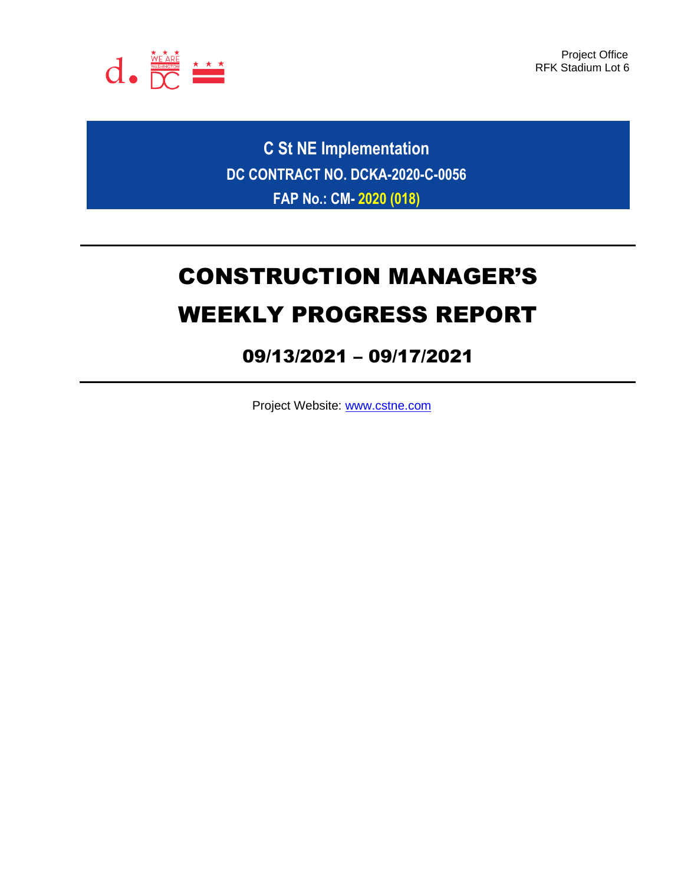Project Office
RFK Stadium Lot 6

**C St NE Implementation**

**DC CONTRACT NO. DCKA-2020-C-0056**

**FAP No.: CM- 2020 (018)**

---

# CONSTRUCTION MANAGER'S
# WEEKLY PROGRESS REPORT

## 09/13/2021 – 09/17/2021

---

Project Website: [www.cstne.com](http://www.cstne.com)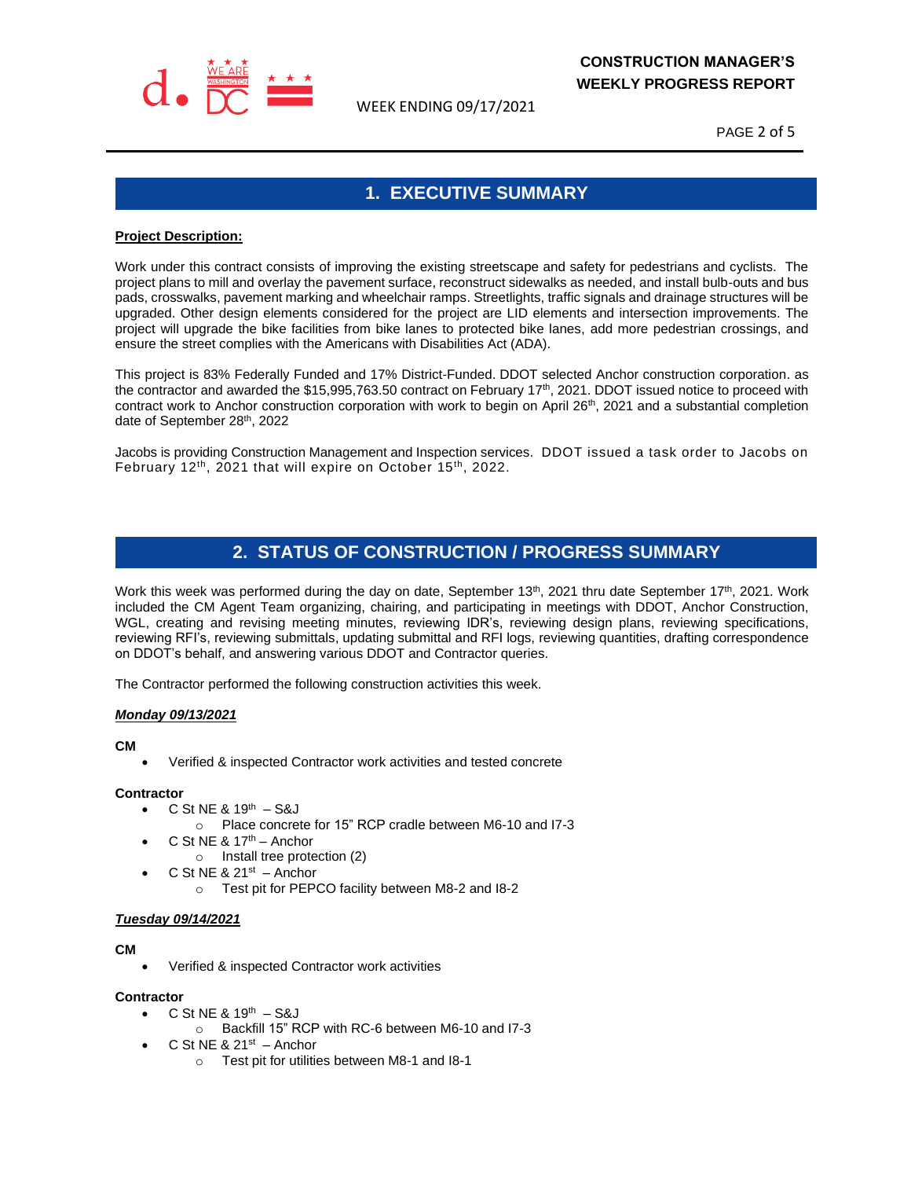## 1. EXECUTIVE SUMMARY

**Project Description:**

Work under this contract consists of improving the existing streetscape and safety for pedestrians and cyclists. The project plans to mill and overlay the pavement surface, reconstruct sidewalks as needed, and install bulb-outs and bus pads, crosswalks, pavement marking and wheelchair ramps. Streetlights, traffic signals and drainage structures will be upgraded. Other design elements considered for the project are LID elements and intersection improvements. The project will upgrade the bike facilities from bike lanes to protected bike lanes, add more pedestrian crossings, and ensure the street complies with the Americans with Disabilities Act (ADA).

This project is 83% Federally Funded and 17% District-Funded. DDOT selected Anchor construction corporation. as the contractor and awarded the $15,995,763.50 contract on February 17th, 2021. DDOT issued notice to proceed with contract work to Anchor construction corporation with work to begin on April 26th, 2021 and a substantial completion date of September 28th, 2022

Jacobs is providing Construction Management and Inspection services. DDOT issued a task order to Jacobs on February 12th, 2021 that will expire on October 15th, 2022.

## 2. STATUS OF CONSTRUCTION / PROGRESS SUMMARY

Work this week was performed during the day on date, September 13th, 2021 thru date September 17th, 2021. Work included the CM Agent Team organizing, chairing, and participating in meetings with DDOT, Anchor Construction, WGL, creating and revising meeting minutes, reviewing IDR's, reviewing design plans, reviewing specifications, reviewing RFI's, reviewing submittals, updating submittal and RFI logs, reviewing quantities, drafting correspondence on DDOT's behalf, and answering various DDOT and Contractor queries.

The Contractor performed the following construction activities this week.

***Monday 09/13/2021***

**CM**

- Verified & inspected Contractor work activities and tested concrete

**Contractor**

- C St NE & 19th – S&J
  - Place concrete for 15" RCP cradle between M6-10 and I7-3
- C St NE & 17th – Anchor
  - Install tree protection (2)
- C St NE & 21st – Anchor
  - Test pit for PEPCO facility between M8-2 and I8-2

***Tuesday 09/14/2021***

**CM**

- Verified & inspected Contractor work activities

**Contractor**

- C St NE & 19th – S&J
  - Backfill 15" RCP with RC-6 between M6-10 and I7-3
- C St NE & 21st – Anchor
  - Test pit for utilities between M8-1 and I8-1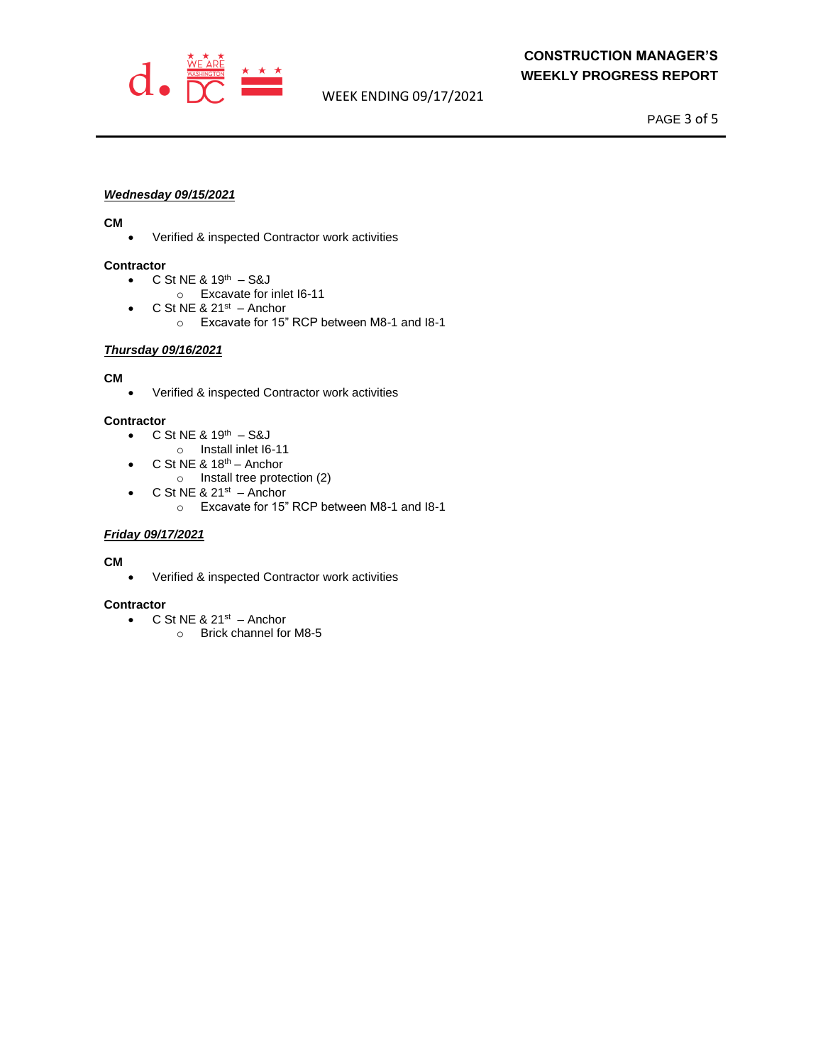***Wednesday 09/15/2021***

**CM**

- Verified & inspected Contractor work activities

**Contractor**

- C St NE & 19th – S&J
  - Excavate for inlet I6-11
- C St NE & 21st – Anchor
  - Excavate for 15" RCP between M8-1 and I8-1

***Thursday 09/16/2021***

**CM**

- Verified & inspected Contractor work activities

**Contractor**

- C St NE & 19th – S&J
  - Install inlet I6-11
- C St NE & 18th – Anchor
  - Install tree protection (2)
- C St NE & 21st – Anchor
  - Excavate for 15" RCP between M8-1 and I8-1

***Friday 09/17/2021***

**CM**

- Verified & inspected Contractor work activities

**Contractor**

- C St NE & 21st – Anchor
  - Brick channel for M8-5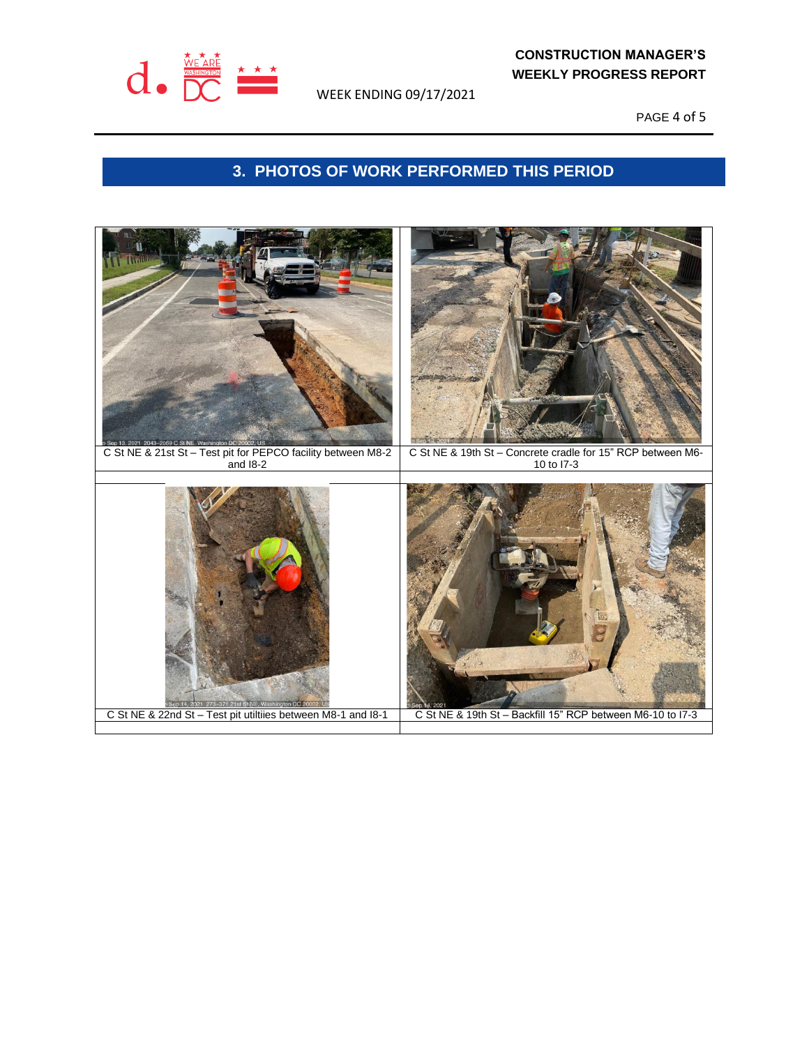## 3. PHOTOS OF WORK PERFORMED THIS PERIOD

| | |
|---|---|
| C St NE & 21st St – Test pit for PEPCO facility between M8-2 and I8-2 | C St NE & 19th St – Concrete cradle for 15" RCP between M6-10 to I7-3 |
| C St NE & 22nd St – Test pit utiltiies between M8-1 and I8-1 | C St NE & 19th St – Backfill 15" RCP between M6-10 to I7-3 |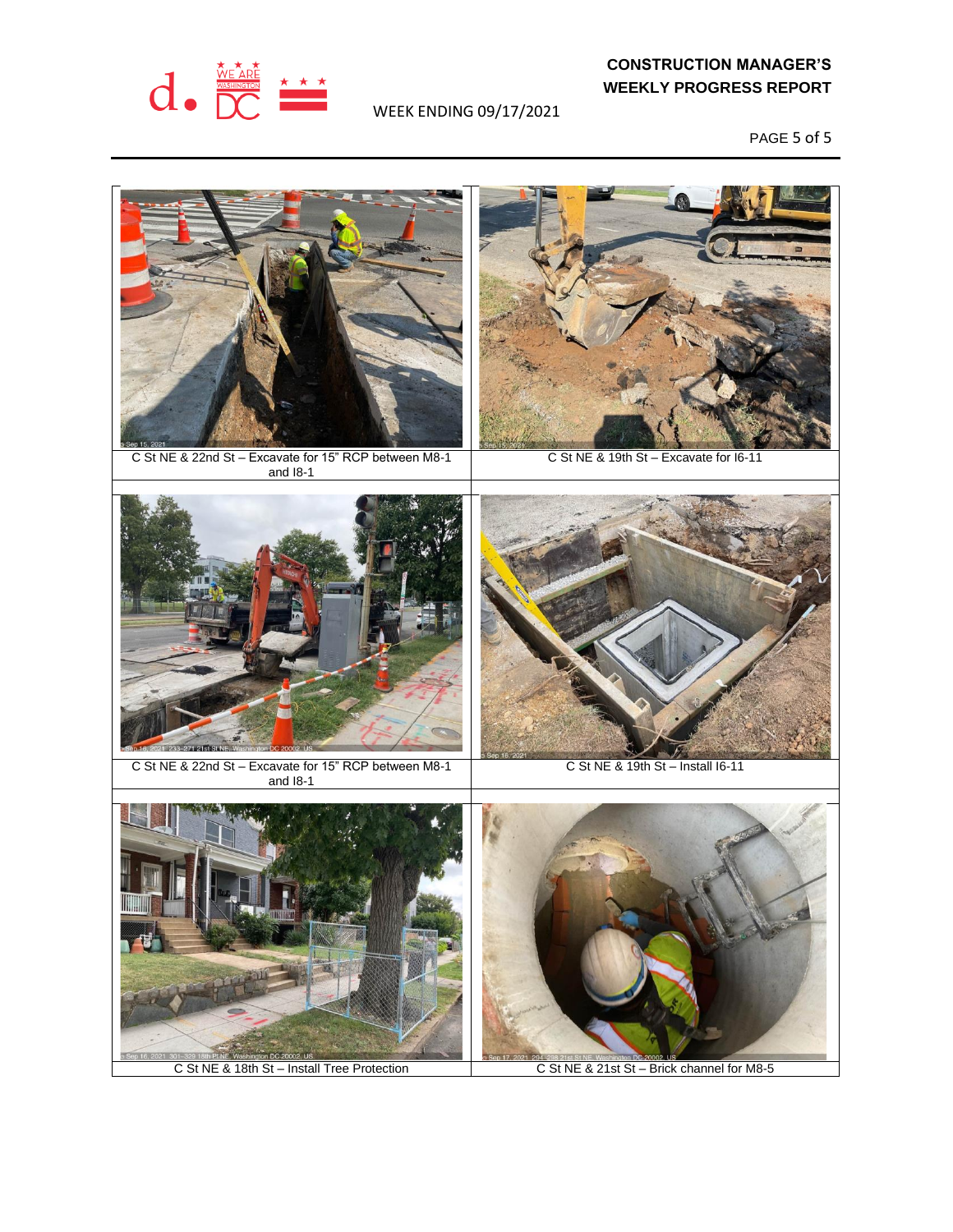WEEK ENDING 09/17/2021

C St NE & 22nd St – Excavate for 15" RCP between M8-1 and I8-1

C St NE & 19th St – Excavate for I6-11

C St NE & 22nd St – Excavate for 15" RCP between M8-1 and I8-1

C St NE & 19th St – Install I6-11

C St NE & 18th St – Install Tree Protection

C St NE & 21st St – Brick channel for M8-5